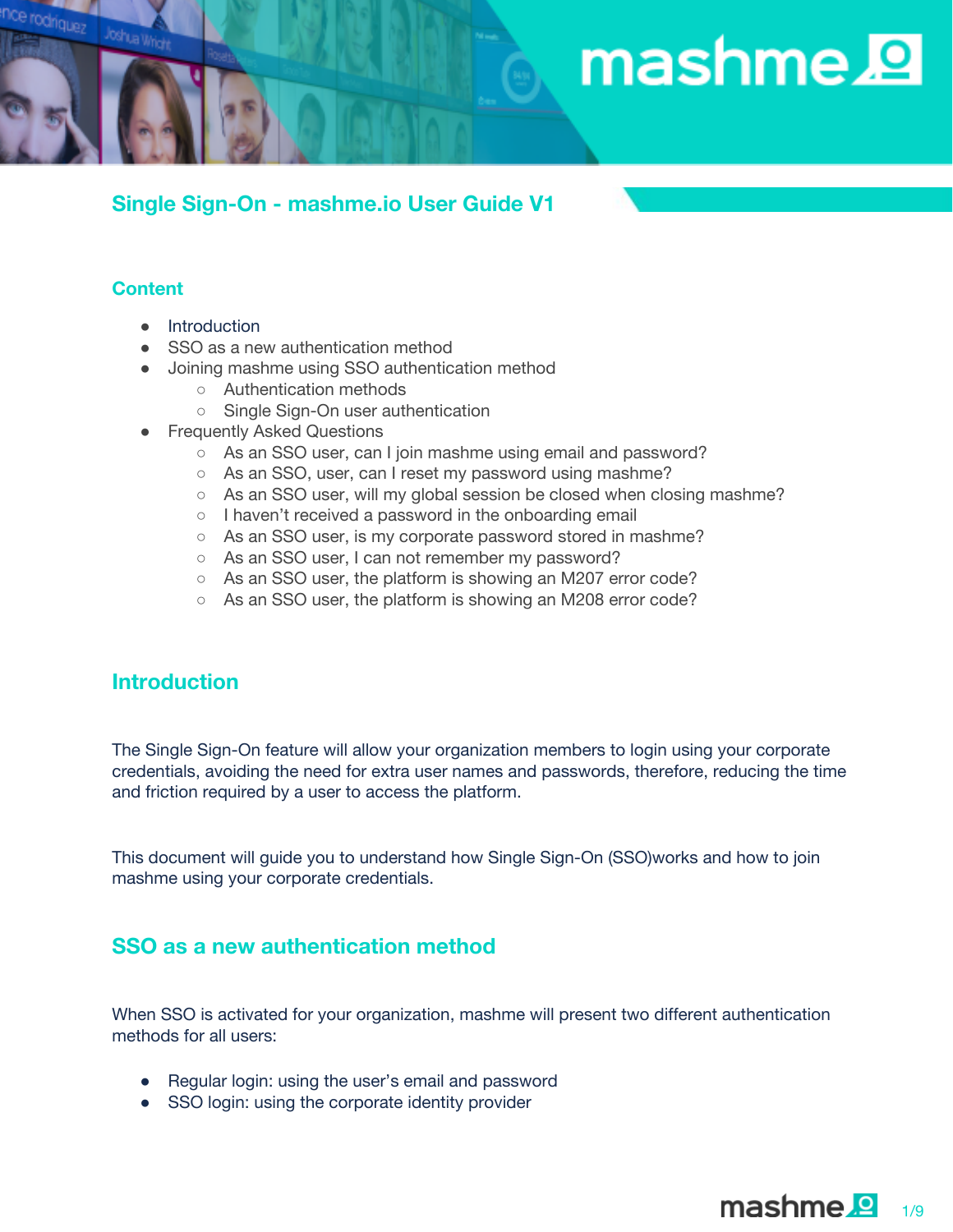# Single Sign-On - mashme.io User Guide V1

## Content

- Introduction
- SSO as a new authentication method
- Joining mashme using SSO authentication method
  - Authentication methods
  - Single Sign-On user authentication
- Frequently Asked Questions
  - As an SSO user, can I join mashme using email and password?
  - As an SSO, user, can I reset my password using mashme?
  - As an SSO user, will my global session be closed when closing mashme?
  - I haven't received a password in the onboarding email
  - As an SSO user, is my corporate password stored in mashme?
  - As an SSO user, I can not remember my password?
  - As an SSO user, the platform is showing an M207 error code?
  - As an SSO user, the platform is showing an M208 error code?

## Introduction

The Single Sign-On feature will allow your organization members to login using your corporate credentials, avoiding the need for extra user names and passwords, therefore, reducing the time and friction required by a user to access the platform.

This document will guide you to understand how Single Sign-On (SSO)works and how to join mashme using your corporate credentials.

## SSO as a new authentication method

When SSO is activated for your organization, mashme will present two different authentication methods for all users:

- Regular login: using the user's email and password
- SSO login: using the corporate identity provider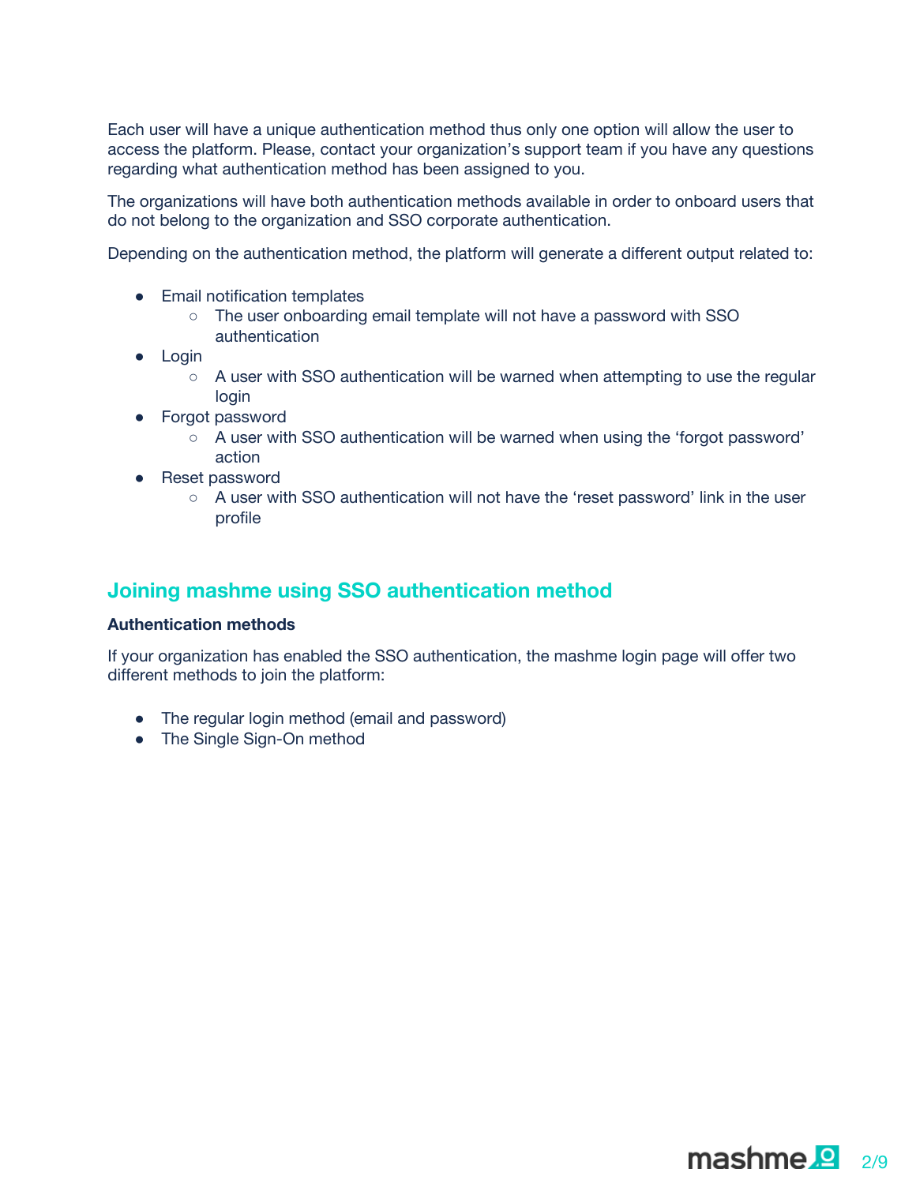Each user will have a unique authentication method thus only one option will allow the user to access the platform. Please, contact your organization's support team if you have any questions regarding what authentication method has been assigned to you.

The organizations will have both authentication methods available in order to onboard users that do not belong to the organization and SSO corporate authentication.

Depending on the authentication method, the platform will generate a different output related to:

- Email notification templates
  - The user onboarding email template will not have a password with SSO authentication
- Login
  - A user with SSO authentication will be warned when attempting to use the regular login
- Forgot password
  - A user with SSO authentication will be warned when using the 'forgot password' action
- Reset password
  - A user with SSO authentication will not have the 'reset password' link in the user profile

## Joining mashme using SSO authentication method

**Authentication methods**

If your organization has enabled the SSO authentication, the mashme login page will offer two different methods to join the platform:

- The regular login method (email and password)
- The Single Sign-On method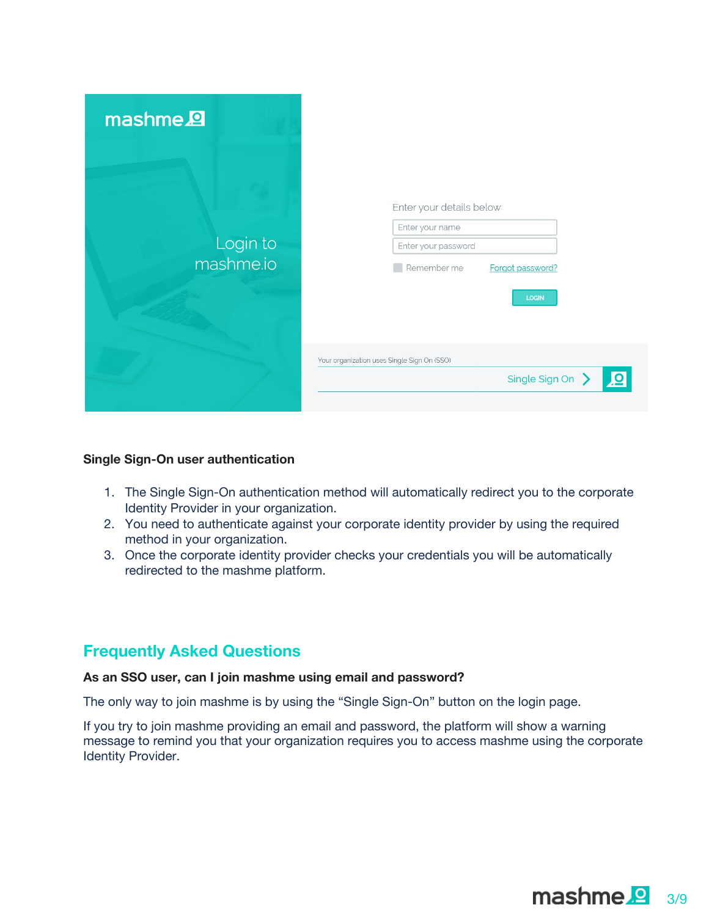mashme

Login to mashme.io

Enter your details below

Enter your name

Enter your password

Remember me Forgot password?

LOGIN

Your organization uses Single Sign On (SSO)

Single Sign On

**Single Sign-On user authentication**

1. The Single Sign-On authentication method will automatically redirect you to the corporate Identity Provider in your organization.
2. You need to authenticate against your corporate identity provider by using the required method in your organization.
3. Once the corporate identity provider checks your credentials you will be automatically redirected to the mashme platform.

## Frequently Asked Questions

**As an SSO user, can I join mashme using email and password?**

The only way to join mashme is by using the “Single Sign-On” button on the login page.

If you try to join mashme providing an email and password, the platform will show a warning message to remind you that your organization requires you to access mashme using the corporate Identity Provider.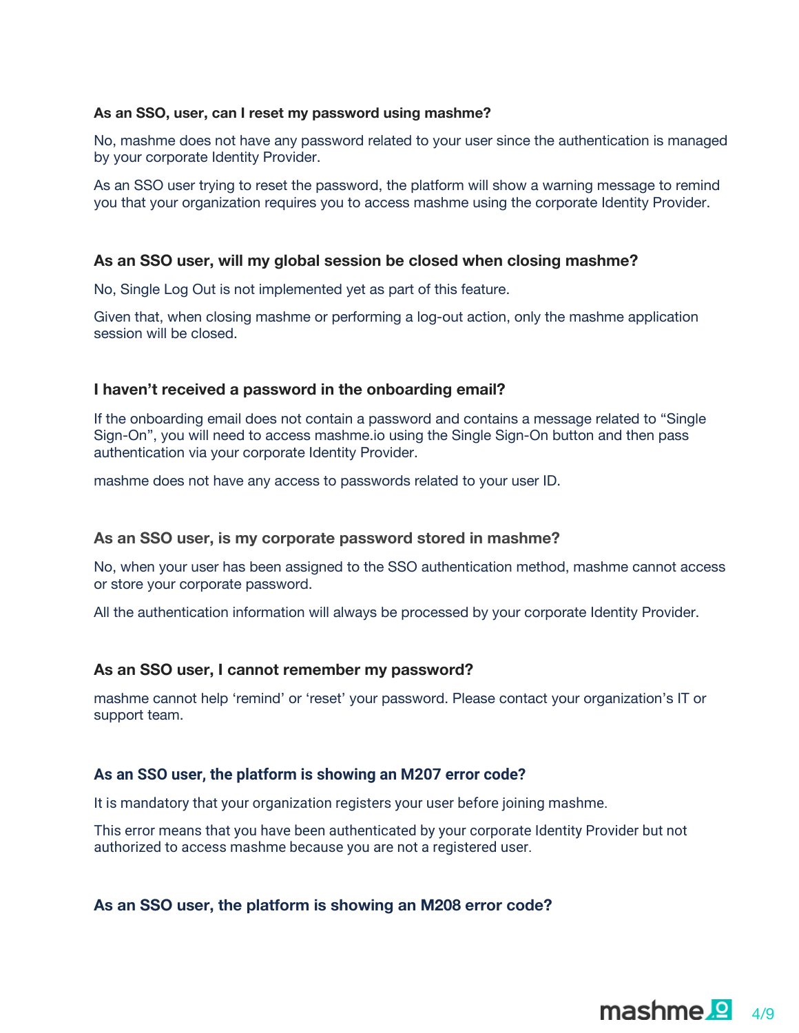### As an SSO, user, can I reset my password using mashme?

No, mashme does not have any password related to your user since the authentication is managed by your corporate Identity Provider.

As an SSO user trying to reset the password, the platform will show a warning message to remind you that your organization requires you to access mashme using the corporate Identity Provider.

### As an SSO user, will my global session be closed when closing mashme?

No, Single Log Out is not implemented yet as part of this feature.

Given that, when closing mashme or performing a log-out action, only the mashme application session will be closed.

### I haven't received a password in the onboarding email?

If the onboarding email does not contain a password and contains a message related to "Single Sign-On", you will need to access mashme.io using the Single Sign-On button and then pass authentication via your corporate Identity Provider.

mashme does not have any access to passwords related to your user ID.

### As an SSO user, is my corporate password stored in mashme?

No, when your user has been assigned to the SSO authentication method, mashme cannot access or store your corporate password.

All the authentication information will always be processed by your corporate Identity Provider.

### As an SSO user, I cannot remember my password?

mashme cannot help 'remind' or 'reset' your password. Please contact your organization's IT or support team.

### As an SSO user, the platform is showing an M207 error code?

It is mandatory that your organization registers your user before joining mashme.

This error means that you have been authenticated by your corporate Identity Provider but not authorized to access mashme because you are not a registered user.

### As an SSO user, the platform is showing an M208 error code?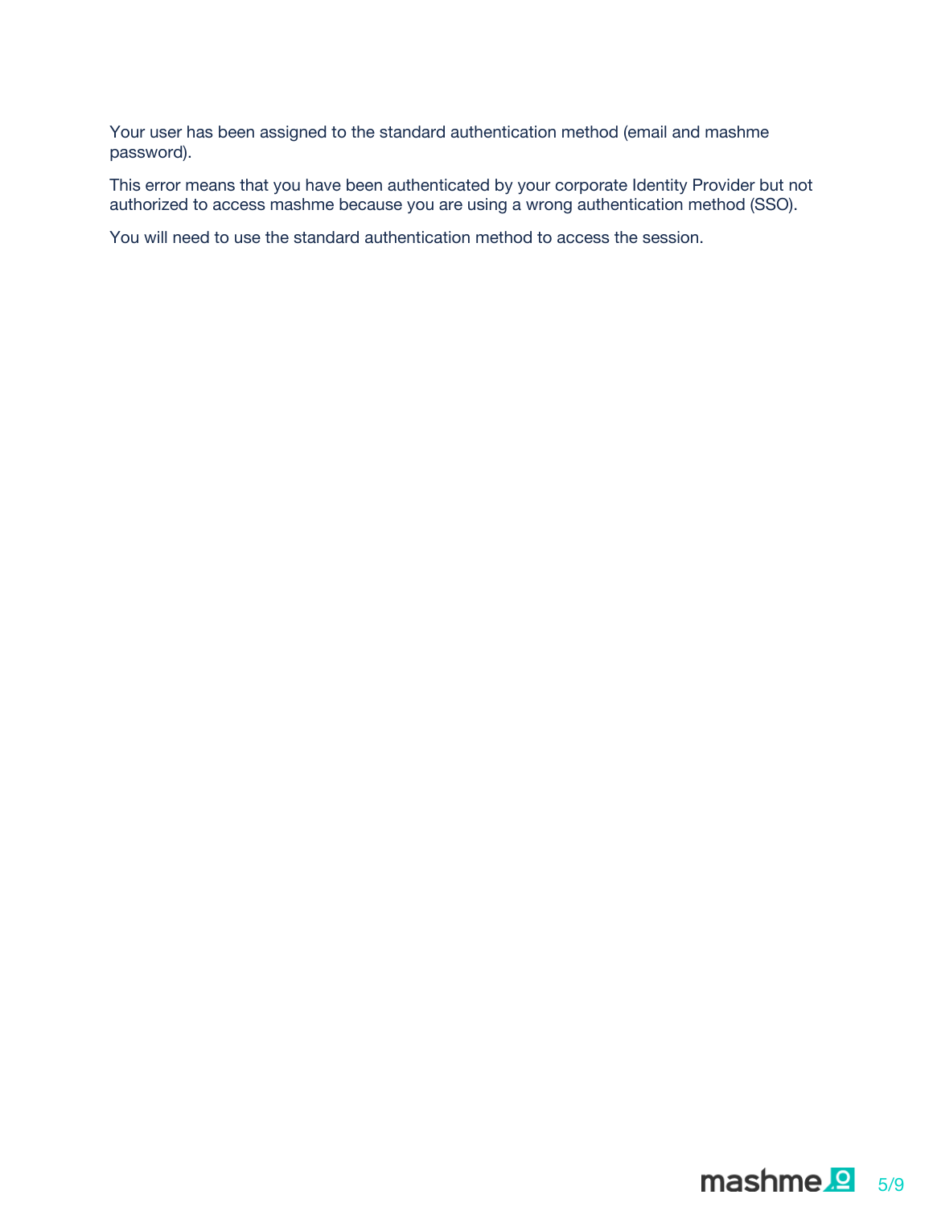Your user has been assigned to the standard authentication method (email and mashme password).

This error means that you have been authenticated by your corporate Identity Provider but not authorized to access mashme because you are using a wrong authentication method (SSO).

You will need to use the standard authentication method to access the session.